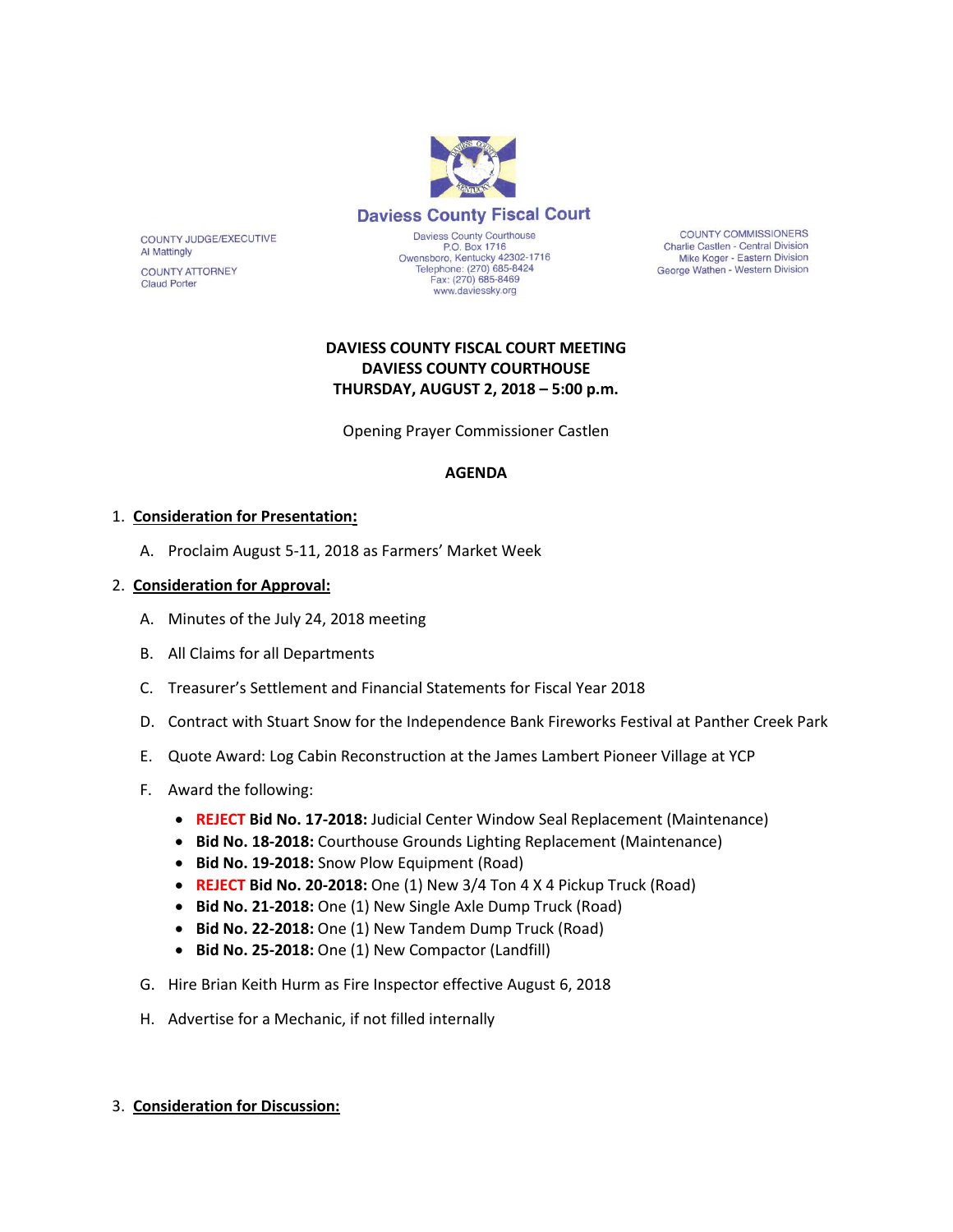# Daviess County Fiscal Court

COUNTY JUDGE/EXECUTIVE
Al Mattingly

COUNTY ATTORNEY
Claud Porter

Daviess County Courthouse
P.O. Box 1716
Owensboro, Kentucky 42302-1716
Telephone: (270) 685-8424
Fax: (270) 685-8469
www.daviessky.org

COUNTY COMMISSIONERS
Charlie Castlen - Central Division
Mike Koger - Eastern Division
George Wathen - Western Division

**DAVIESS COUNTY FISCAL COURT MEETING**
**DAVIESS COUNTY COURTHOUSE**
**THURSDAY, AUGUST 2, 2018 – 5:00 p.m.**

Opening Prayer Commissioner Castlen

**AGENDA**

1. **Consideration for Presentation:**

   A. Proclaim August 5-11, 2018 as Farmers' Market Week

2. **Consideration for Approval:**

   A. Minutes of the July 24, 2018 meeting

   B. All Claims for all Departments

   C. Treasurer's Settlement and Financial Statements for Fiscal Year 2018

   D. Contract with Stuart Snow for the Independence Bank Fireworks Festival at Panther Creek Park

   E. Quote Award: Log Cabin Reconstruction at the James Lambert Pioneer Village at YCP

   F. Award the following:

   - REJECT **Bid No. 17-2018:** Judicial Center Window Seal Replacement (Maintenance)
   - **Bid No. 18-2018:** Courthouse Grounds Lighting Replacement (Maintenance)
   - **Bid No. 19-2018:** Snow Plow Equipment (Road)
   - REJECT **Bid No. 20-2018:** One (1) New 3/4 Ton 4 X 4 Pickup Truck (Road)
   - **Bid No. 21-2018:** One (1) New Single Axle Dump Truck (Road)
   - **Bid No. 22-2018:** One (1) New Tandem Dump Truck (Road)
   - **Bid No. 25-2018:** One (1) New Compactor (Landfill)

   G. Hire Brian Keith Hurm as Fire Inspector effective August 6, 2018

   H. Advertise for a Mechanic, if not filled internally

3. **Consideration for Discussion:**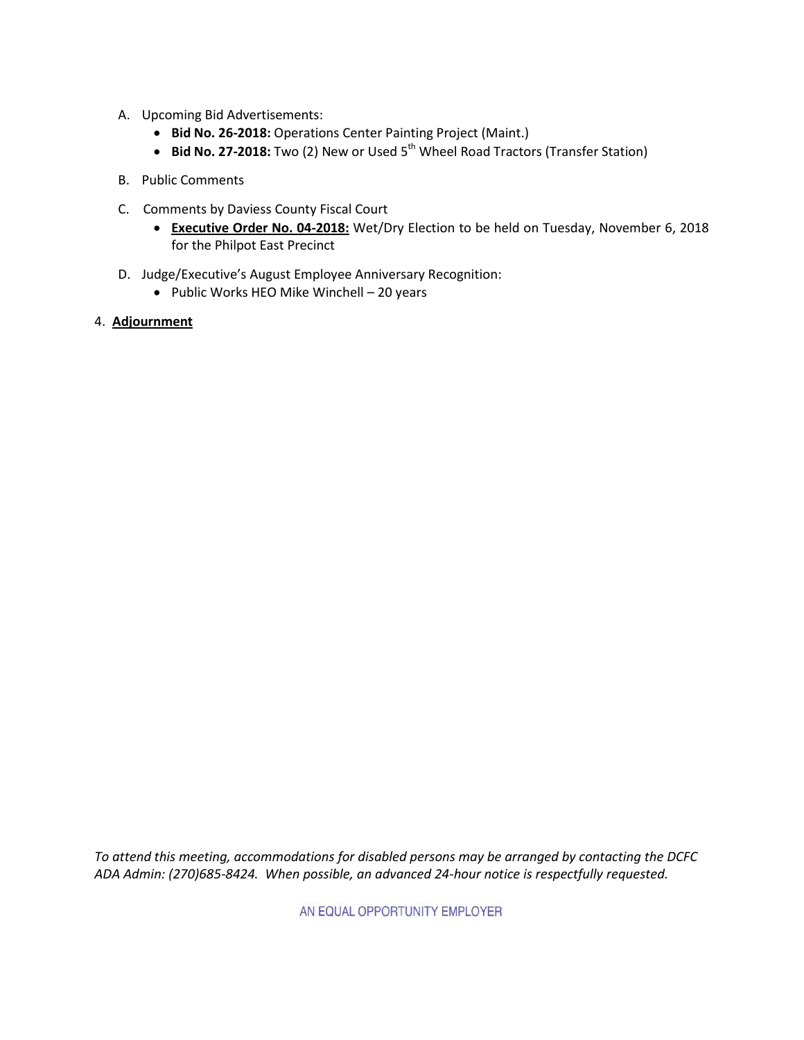A. Upcoming Bid Advertisements:
   - **Bid No. 26-2018:** Operations Center Painting Project (Maint.)
   - **Bid No. 27-2018:** Two (2) New or Used 5th Wheel Road Tractors (Transfer Station)

B. Public Comments

C. Comments by Daviess County Fiscal Court
   - **Executive Order No. 04-2018:** Wet/Dry Election to be held on Tuesday, November 6, 2018 for the Philpot East Precinct

D. Judge/Executive's August Employee Anniversary Recognition:
   - Public Works HEO Mike Winchell – 20 years

4. **Adjournment**

*To attend this meeting, accommodations for disabled persons may be arranged by contacting the DCFC ADA Admin: (270)685-8424. When possible, an advanced 24-hour notice is respectfully requested.*

AN EQUAL OPPORTUNITY EMPLOYER